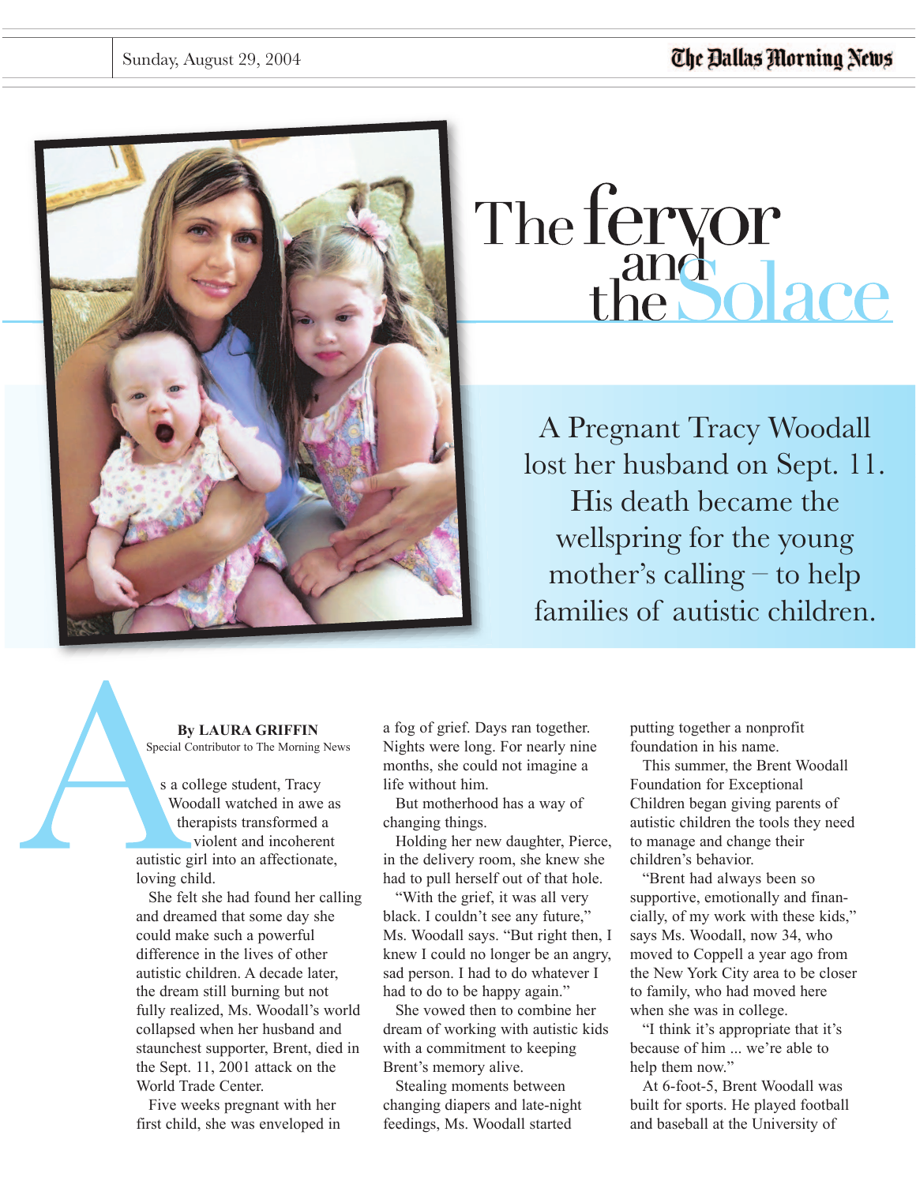Sunday, August 29, 2004

The Dallas Morning News

# The fervor and the Solace

A Pregnant Tracy Woodall lost her husband on Sept. 11. His death became the wellspring for the young mother's calling – to help families of autistic children.

**By LAURA GRIFFIN**
Special Contributor to The Morning News

As a college student, Tracy Woodall watched in awe as therapists transformed a violent and incoherent autistic girl into an affectionate, loving child.

She felt she had found her calling and dreamed that some day she could make such a powerful difference in the lives of other autistic children. A decade later, the dream still burning but not fully realized, Ms. Woodall's world collapsed when her husband and staunchest supporter, Brent, died in the Sept. 11, 2001 attack on the World Trade Center.

Five weeks pregnant with her first child, she was enveloped in a fog of grief. Days ran together. Nights were long. For nearly nine months, she could not imagine a life without him.

But motherhood has a way of changing things.

Holding her new daughter, Pierce, in the delivery room, she knew she had to pull herself out of that hole.

"With the grief, it was all very black. I couldn't see any future," Ms. Woodall says. "But right then, I knew I could no longer be an angry, sad person. I had to do whatever I had to do to be happy again."

She vowed then to combine her dream of working with autistic kids with a commitment to keeping Brent's memory alive.

Stealing moments between changing diapers and late-night feedings, Ms. Woodall started putting together a nonprofit foundation in his name.

This summer, the Brent Woodall Foundation for Exceptional Children began giving parents of autistic children the tools they need to manage and change their children's behavior.

"Brent had always been so supportive, emotionally and financially, of my work with these kids," says Ms. Woodall, now 34, who moved to Coppell a year ago from the New York City area to be closer to family, who had moved here when she was in college.

"I think it's appropriate that it's because of him ... we're able to help them now."

At 6-foot-5, Brent Woodall was built for sports. He played football and baseball at the University of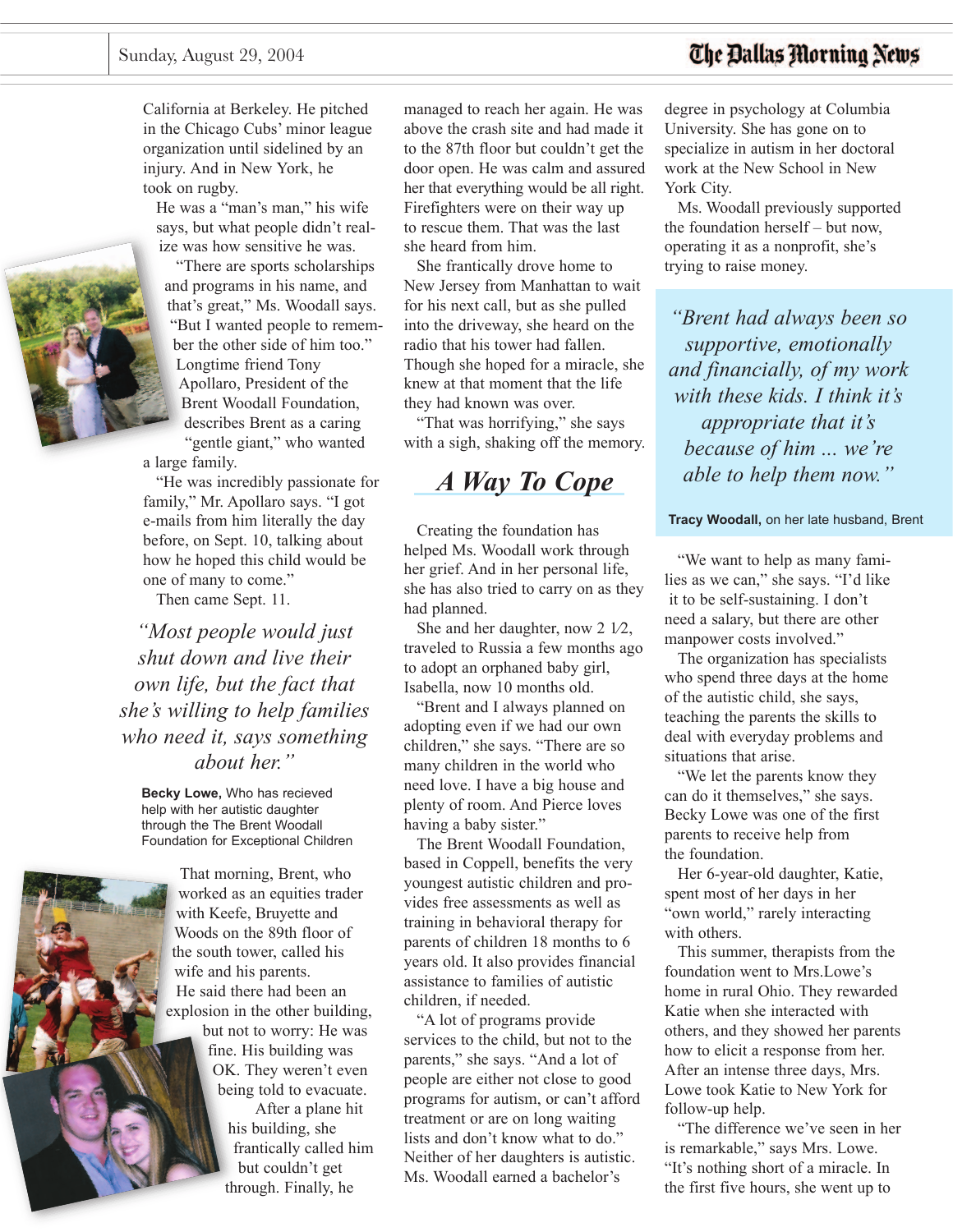California at Berkeley. He pitched in the Chicago Cubs' minor league organization until sidelined by an injury. And in New York, he took on rugby.

He was a "man's man," his wife says, but what people didn't realize was how sensitive he was.

"There are sports scholarships and programs in his name, and that's great," Ms. Woodall says. "But I wanted people to remember the other side of him too."

Longtime friend Tony Apollaro, President of the Brent Woodall Foundation, describes Brent as a caring "gentle giant," who wanted a large family.

"He was incredibly passionate for family," Mr. Apollaro says. "I got e-mails from him literally the day before, on Sept. 10, talking about how he hoped this child would be one of many to come."

Then came Sept. 11.

> *"Most people would just shut down and live their own life, but the fact that she's willing to help families who need it, says something about her."*
>
> **Becky Lowe,** Who has recieved help with her autistic daughter through the The Brent Woodall Foundation for Exceptional Children

That morning, Brent, who worked as an equities trader with Keefe, Bruyette and Woods on the 89th floor of the south tower, called his wife and his parents.

He said there had been an explosion in the other building, but not to worry: He was fine. His building was OK. They weren't even being told to evacuate.

After a plane hit his building, she frantically called him but couldn't get through. Finally, he managed to reach her again. He was above the crash site and had made it to the 87th floor but couldn't get the door open. He was calm and assured her that everything would be all right. Firefighters were on their way up to rescue them. That was the last she heard from him.

She frantically drove home to New Jersey from Manhattan to wait for his next call, but as she pulled into the driveway, she heard on the radio that his tower had fallen. Though she hoped for a miracle, she knew at that moment that the life they had known was over.

"That was horrifying," she says with a sigh, shaking off the memory.

## A Way To Cope

Creating the foundation has helped Ms. Woodall work through her grief. And in her personal life, she has also tried to carry on as they had planned.

She and her daughter, now 2 1⁄2, traveled to Russia a few months ago to adopt an orphaned baby girl, Isabella, now 10 months old.

"Brent and I always planned on adopting even if we had our own children," she says. "There are so many children in the world who need love. I have a big house and plenty of room. And Pierce loves having a baby sister."

The Brent Woodall Foundation, based in Coppell, benefits the very youngest autistic children and provides free assessments as well as training in behavioral therapy for parents of children 18 months to 6 years old. It also provides financial assistance to families of autistic children, if needed.

"A lot of programs provide services to the child, but not to the parents," she says. "And a lot of people are either not close to good programs for autism, or can't afford treatment or are on long waiting lists and don't know what to do."

Neither of her daughters is autistic. Ms. Woodall earned a bachelor's degree in psychology at Columbia University. She has gone on to specialize in autism in her doctoral work at the New School in New York City.

Ms. Woodall previously supported the foundation herself – but now, operating it as a nonprofit, she's trying to raise money.

> *"Brent had always been so supportive, emotionally and financially, of my work with these kids. I think it's appropriate that it's because of him ... we're able to help them now."*
>
> **Tracy Woodall,** on her late husband, Brent

"We want to help as many families as we can," she says. "I'd like it to be self-sustaining. I don't need a salary, but there are other manpower costs involved."

The organization has specialists who spend three days at the home of the autistic child, she says, teaching the parents the skills to deal with everyday problems and situations that arise.

"We let the parents know they can do it themselves," she says.

Becky Lowe was one of the first parents to receive help from the foundation.

Her 6-year-old daughter, Katie, spent most of her days in her "own world," rarely interacting with others.

This summer, therapists from the foundation went to Mrs.Lowe's home in rural Ohio. They rewarded Katie when she interacted with others, and they showed her parents how to elicit a response from her. After an intense three days, Mrs. Lowe took Katie to New York for follow-up help.

"The difference we've seen in her is remarkable," says Mrs. Lowe. "It's nothing short of a miracle. In the first five hours, she went up to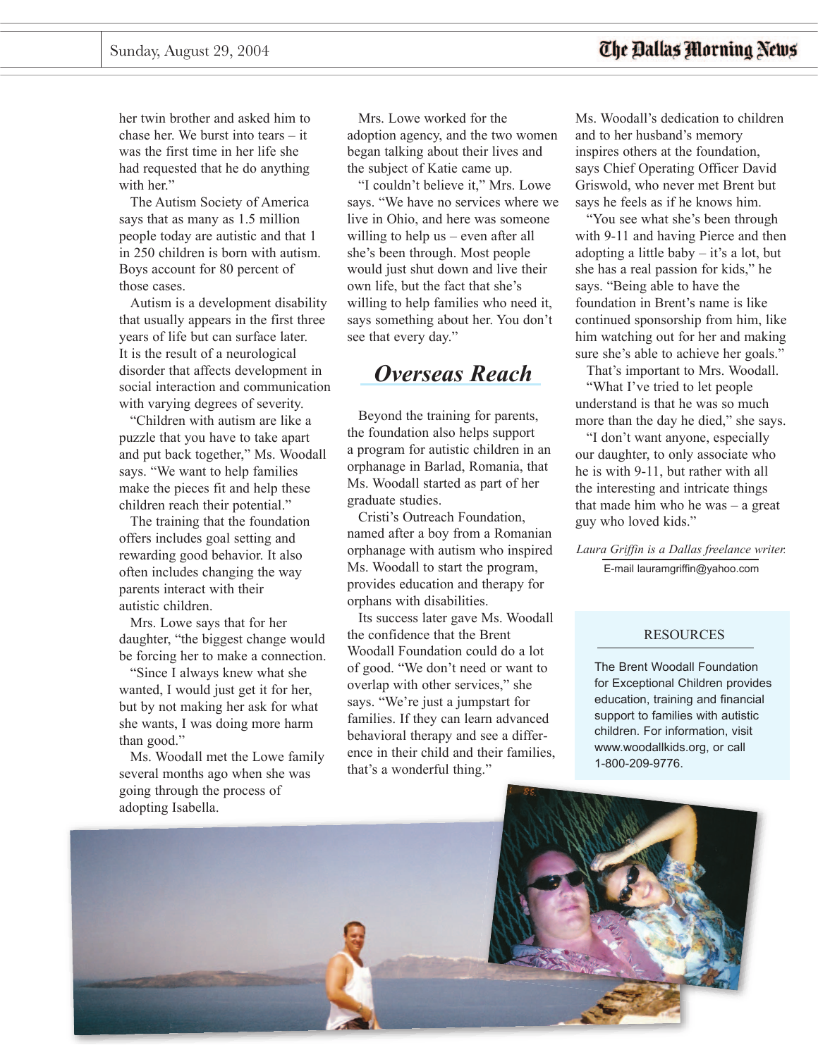her twin brother and asked him to chase her. We burst into tears – it was the first time in her life she had requested that he do anything with her."

The Autism Society of America says that as many as 1.5 million people today are autistic and that 1 in 250 children is born with autism. Boys account for 80 percent of those cases.

Autism is a development disability that usually appears in the first three years of life but can surface later. It is the result of a neurological disorder that affects development in social interaction and communication with varying degrees of severity.

"Children with autism are like a puzzle that you have to take apart and put back together," Ms. Woodall says. "We want to help families make the pieces fit and help these children reach their potential."

The training that the foundation offers includes goal setting and rewarding good behavior. It also often includes changing the way parents interact with their autistic children.

Mrs. Lowe says that for her daughter, "the biggest change would be forcing her to make a connection.

"Since I always knew what she wanted, I would just get it for her, but by not making her ask for what she wants, I was doing more harm than good."

Ms. Woodall met the Lowe family several months ago when she was going through the process of adopting Isabella.

Mrs. Lowe worked for the adoption agency, and the two women began talking about their lives and the subject of Katie came up.

"I couldn't believe it," Mrs. Lowe says. "We have no services where we live in Ohio, and here was someone willing to help us – even after all she's been through. Most people would just shut down and live their own life, but the fact that she's willing to help families who need it, says something about her. You don't see that every day."

## Overseas Reach

Beyond the training for parents, the foundation also helps support a program for autistic children in an orphanage in Barlad, Romania, that Ms. Woodall started as part of her graduate studies.

Cristi's Outreach Foundation, named after a boy from a Romanian orphanage with autism who inspired Ms. Woodall to start the program, provides education and therapy for orphans with disabilities.

Its success later gave Ms. Woodall the confidence that the Brent Woodall Foundation could do a lot of good. "We don't need or want to overlap with other services," she says. "We're just a jumpstart for families. If they can learn advanced behavioral therapy and see a difference in their child and their families, that's a wonderful thing."

Ms. Woodall's dedication to children and to her husband's memory inspires others at the foundation, says Chief Operating Officer David Griswold, who never met Brent but says he feels as if he knows him.

"You see what she's been through with 9-11 and having Pierce and then adopting a little baby – it's a lot, but she has a real passion for kids," he says. "Being able to have the foundation in Brent's name is like continued sponsorship from him, like him watching out for her and making sure she's able to achieve her goals."

That's important to Mrs. Woodall.

"What I've tried to let people understand is that he was so much more than the day he died," she says.

"I don't want anyone, especially our daughter, to only associate who he is with 9-11, but rather with all the interesting and intricate things that made him who he was – a great guy who loved kids."

*Laura Griffin is a Dallas freelance writer.*

E-mail lauramgriffin@yahoo.com

### RESOURCES

The Brent Woodall Foundation for Exceptional Children provides education, training and financial support to families with autistic children. For information, visit www.woodallkids.org, or call 1-800-209-9776.